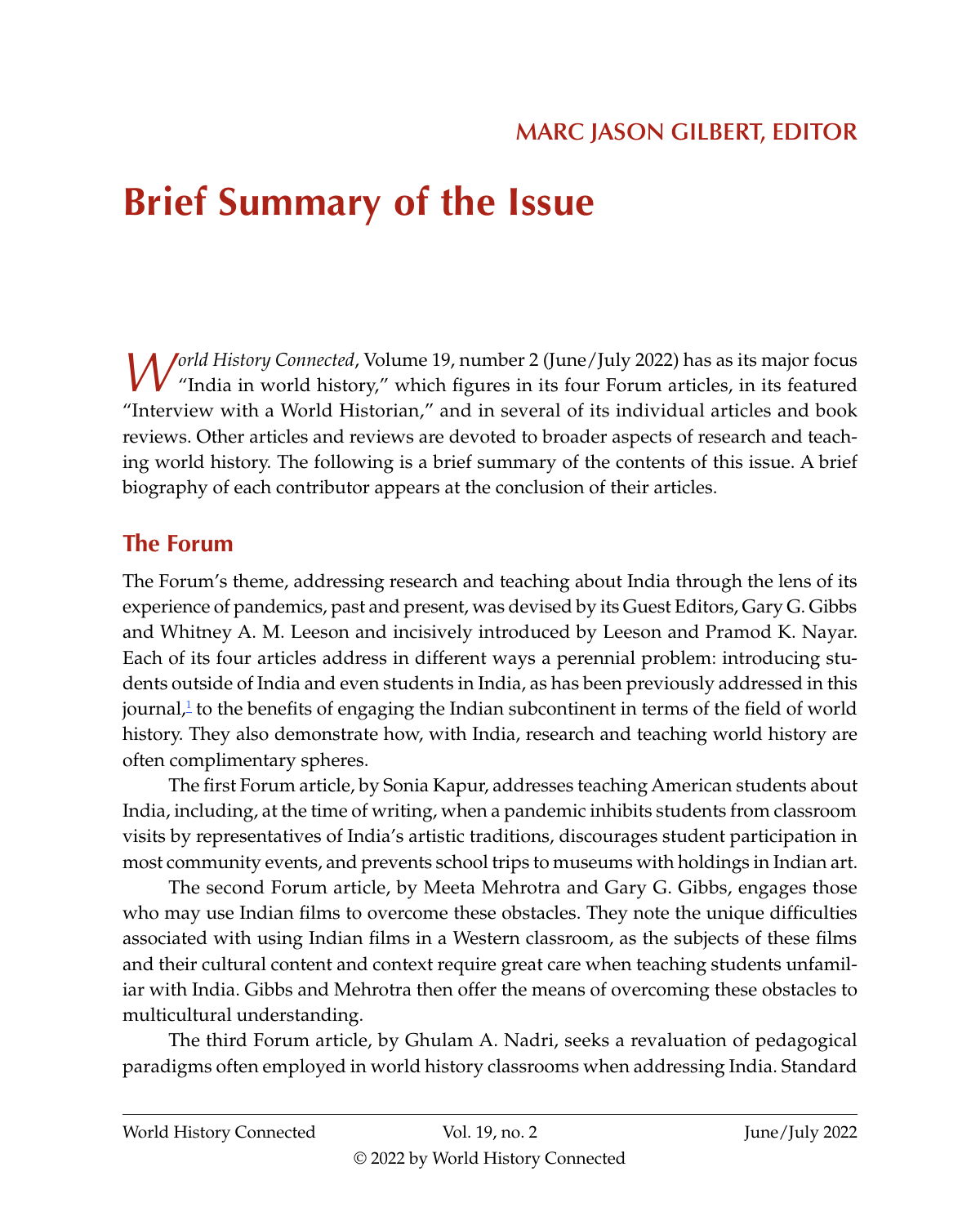MARC JASON GILBERT, EDITOR

# Brief Summary of the Issue

*World History Connected*, Volume 19, number 2 (June/July 2022) has as its major focus "India in world history," which figures in its four Forum articles, in its featured "Interview with a World Historian," and in several of its individual articles and book reviews. Other articles and reviews are devoted to broader aspects of research and teaching world history. The following is a brief summary of the contents of this issue. A brief biography of each contributor appears at the conclusion of their articles.

## The Forum

The Forum's theme, addressing research and teaching about India through the lens of its experience of pandemics, past and present, was devised by its Guest Editors, Gary G. Gibbs and Whitney A. M. Leeson and incisively introduced by Leeson and Pramod K. Nayar. Each of its four articles address in different ways a perennial problem: introducing students outside of India and even students in India, as has been previously addressed in this journal,[1] to the benefits of engaging the Indian subcontinent in terms of the field of world history. They also demonstrate how, with India, research and teaching world history are often complimentary spheres.

The first Forum article, by Sonia Kapur, addresses teaching American students about India, including, at the time of writing, when a pandemic inhibits students from classroom visits by representatives of India's artistic traditions, discourages student participation in most community events, and prevents school trips to museums with holdings in Indian art.

The second Forum article, by Meeta Mehrotra and Gary G. Gibbs, engages those who may use Indian films to overcome these obstacles. They note the unique difficulties associated with using Indian films in a Western classroom, as the subjects of these films and their cultural content and context require great care when teaching students unfamiliar with India. Gibbs and Mehrotra then offer the means of overcoming these obstacles to multicultural understanding.

The third Forum article, by Ghulam A. Nadri, seeks a revaluation of pedagogical paradigms often employed in world history classrooms when addressing India. Standard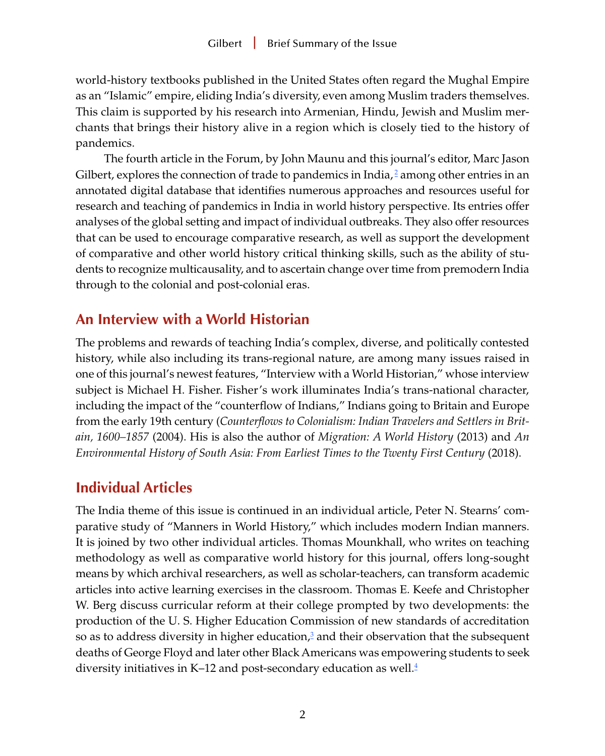world-history textbooks published in the United States often regard the Mughal Empire as an "Islamic" empire, eliding India's diversity, even among Muslim traders themselves. This claim is supported by his research into Armenian, Hindu, Jewish and Muslim merchants that brings their history alive in a region which is closely tied to the history of pandemics.

The fourth article in the Forum, by John Maunu and this journal's editor, Marc Jason Gilbert, explores the connection of trade to pandemics in India,[2] among other entries in an annotated digital database that identifies numerous approaches and resources useful for research and teaching of pandemics in India in world history perspective. Its entries offer analyses of the global setting and impact of individual outbreaks. They also offer resources that can be used to encourage comparative research, as well as support the development of comparative and other world history critical thinking skills, such as the ability of students to recognize multicausality, and to ascertain change over time from premodern India through to the colonial and post-colonial eras.

## An Interview with a World Historian

The problems and rewards of teaching India's complex, diverse, and politically contested history, while also including its trans-regional nature, are among many issues raised in one of this journal's newest features, "Interview with a World Historian," whose interview subject is Michael H. Fisher. Fisher's work illuminates India's trans-national character, including the impact of the "counterflow of Indians," Indians going to Britain and Europe from the early 19th century (*Counterflows to Colonialism: Indian Travelers and Settlers in Britain, 1600–1857* (2004). His is also the author of *Migration: A World History* (2013) and *An Environmental History of South Asia: From Earliest Times to the Twenty First Century* (2018).

## Individual Articles

The India theme of this issue is continued in an individual article, Peter N. Stearns' comparative study of "Manners in World History," which includes modern Indian manners. It is joined by two other individual articles. Thomas Mounkhall, who writes on teaching methodology as well as comparative world history for this journal, offers long-sought means by which archival researchers, as well as scholar-teachers, can transform academic articles into active learning exercises in the classroom. Thomas E. Keefe and Christopher W. Berg discuss curricular reform at their college prompted by two developments: the production of the U. S. Higher Education Commission of new standards of accreditation so as to address diversity in higher education,[3] and their observation that the subsequent deaths of George Floyd and later other Black Americans was empowering students to seek diversity initiatives in K–12 and post-secondary education as well.[4]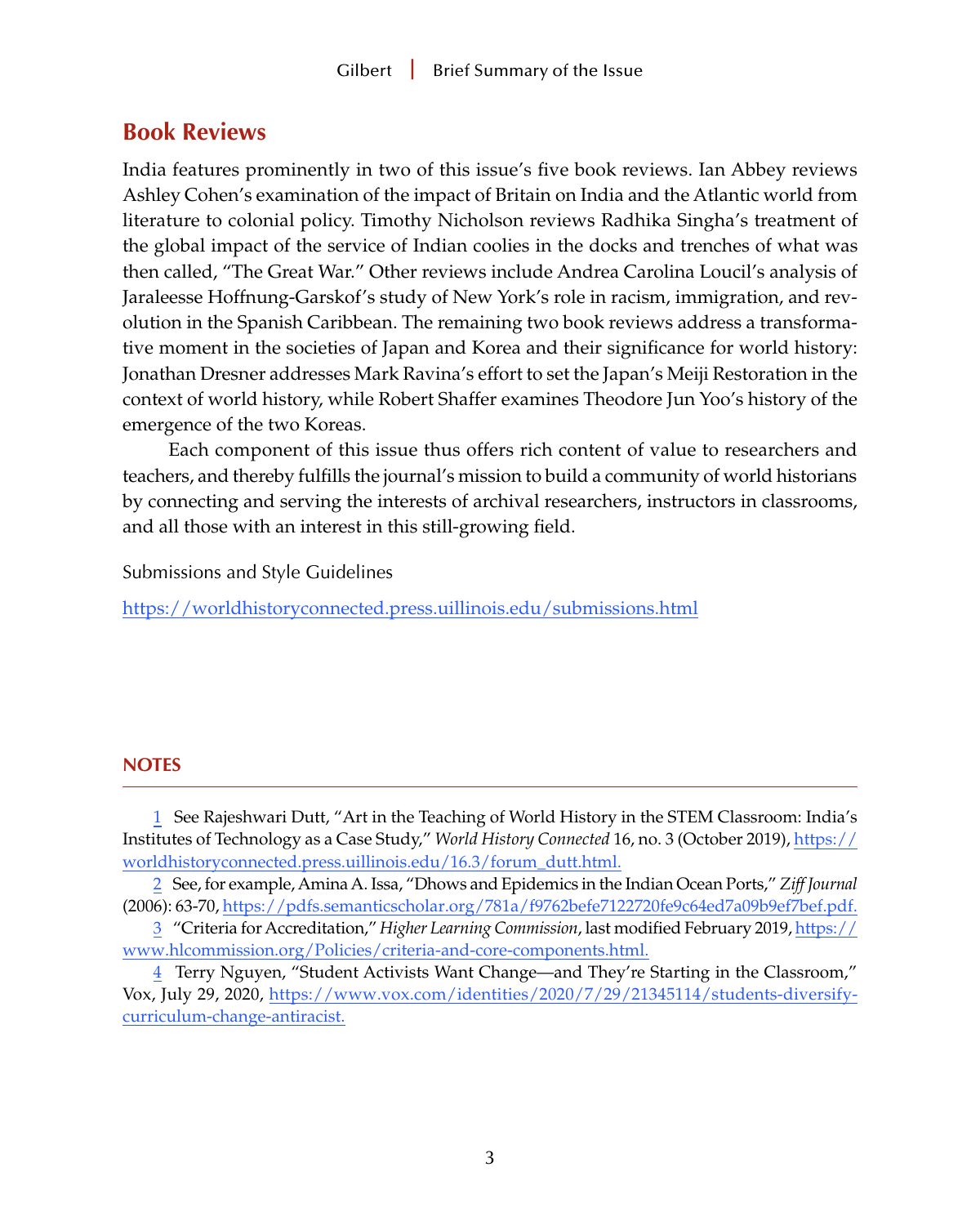## Book Reviews

India features prominently in two of this issue's five book reviews. Ian Abbey reviews Ashley Cohen's examination of the impact of Britain on India and the Atlantic world from literature to colonial policy. Timothy Nicholson reviews Radhika Singha's treatment of the global impact of the service of Indian coolies in the docks and trenches of what was then called, "The Great War." Other reviews include Andrea Carolina Loucil's analysis of Jaraleesse Hoffnung-Garskof's study of New York's role in racism, immigration, and revolution in the Spanish Caribbean. The remaining two book reviews address a transformative moment in the societies of Japan and Korea and their significance for world history: Jonathan Dresner addresses Mark Ravina's effort to set the Japan's Meiji Restoration in the context of world history, while Robert Shaffer examines Theodore Jun Yoo's history of the emergence of the two Koreas.

Each component of this issue thus offers rich content of value to researchers and teachers, and thereby fulfills the journal's mission to build a community of world historians by connecting and serving the interests of archival researchers, instructors in classrooms, and all those with an interest in this still-growing field.

Submissions and Style Guidelines

https://worldhistoryconnected.press.uillinois.edu/submissions.html

### NOTES

1 See Rajeshwari Dutt, "Art in the Teaching of World History in the STEM Classroom: India's Institutes of Technology as a Case Study," *World History Connected* 16, no. 3 (October 2019), https://worldhistoryconnected.press.uillinois.edu/16.3/forum_dutt.html.

2 See, for example, Amina A. Issa, "Dhows and Epidemics in the Indian Ocean Ports," *Ziff Journal* (2006): 63-70, https://pdfs.semanticscholar.org/781a/f9762befe7122720fe9c64ed7a09b9ef7bef.pdf.

3 "Criteria for Accreditation," *Higher Learning Commission*, last modified February 2019, https://www.hlcommission.org/Policies/criteria-and-core-components.html.

4 Terry Nguyen, "Student Activists Want Change—and They're Starting in the Classroom," Vox, July 29, 2020, https://www.vox.com/identities/2020/7/29/21345114/students-diversify-curriculum-change-antiracist.